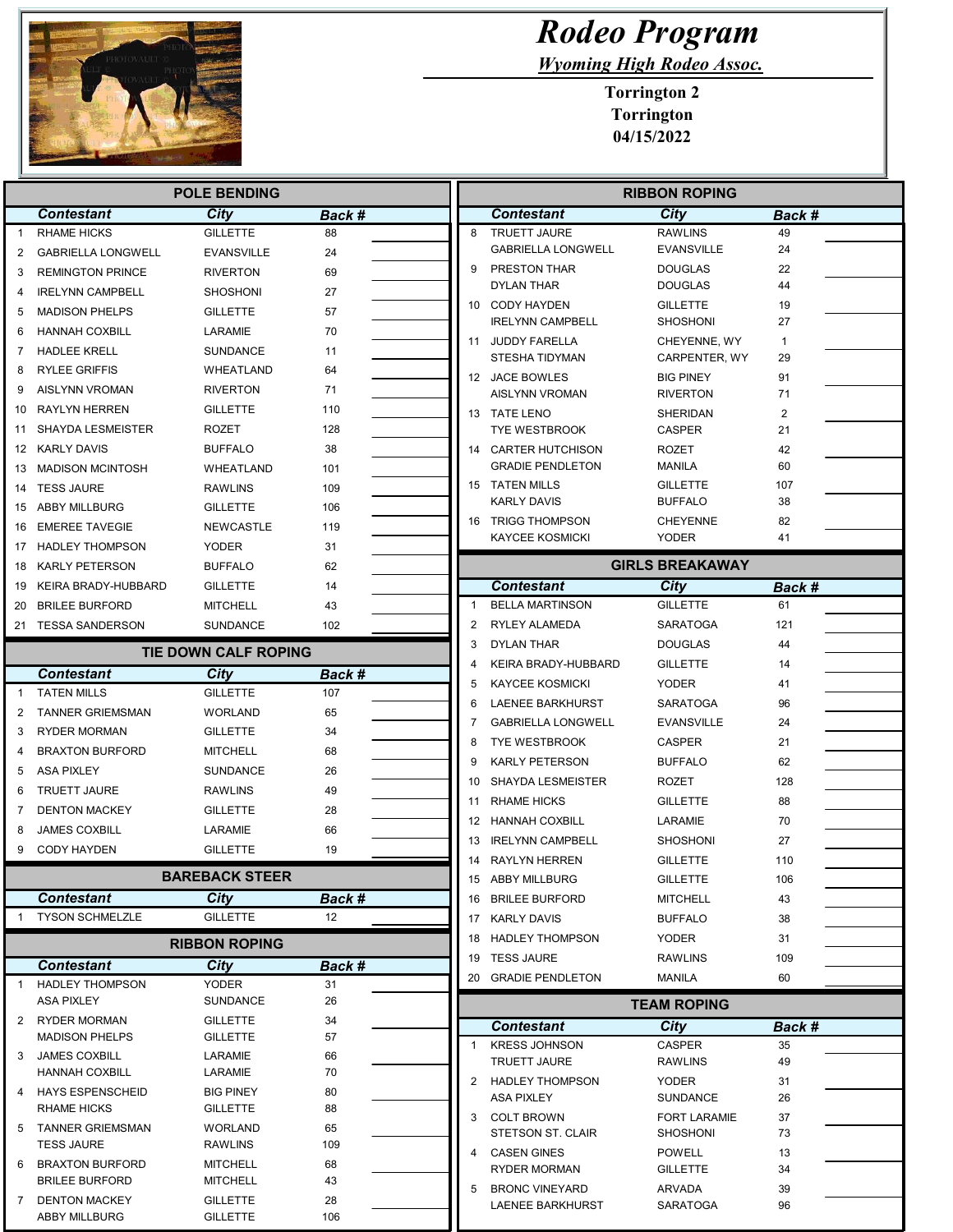# Rodeo Program

## Wyoming High Rodeo Assoc.

**Torrington 2**
**Torrington**
**04/15/2022**

## POLE BENDING

| | Contestant | City | Back # | |
|---|---|---|---|---|
| 1 | RHAME HICKS | GILLETTE | 88 | |
| 2 | GABRIELLA LONGWELL | EVANSVILLE | 24 | |
| 3 | REMINGTON PRINCE | RIVERTON | 69 | |
| 4 | IRELYNN CAMPBELL | SHOSHONI | 27 | |
| 5 | MADISON PHELPS | GILLETTE | 57 | |
| 6 | HANNAH COXBILL | LARAMIE | 70 | |
| 7 | HADLEE KRELL | SUNDANCE | 11 | |
| 8 | RYLEE GRIFFIS | WHEATLAND | 64 | |
| 9 | AISLYNN VROMAN | RIVERTON | 71 | |
| 10 | RAYLYN HERREN | GILLETTE | 110 | |
| 11 | SHAYDA LESMEISTER | ROZET | 128 | |
| 12 | KARLY DAVIS | BUFFALO | 38 | |
| 13 | MADISON MCINTOSH | WHEATLAND | 101 | |
| 14 | TESS JAURE | RAWLINS | 109 | |
| 15 | ABBY MILLBURG | GILLETTE | 106 | |
| 16 | EMEREE TAVEGIE | NEWCASTLE | 119 | |
| 17 | HADLEE THOMPSON | YODER | 31 | |
| 18 | KARLY PETERSON | BUFFALO | 62 | |
| 19 | KEIRA BRADY-HUBBARD | GILLETTE | 14 | |
| 20 | BRILEE BURFORD | MITCHELL | 43 | |
| 21 | TESSA SANDERSON | SUNDANCE | 102 | |

## TIE DOWN CALF ROPING

| | Contestant | City | Back # | |
|---|---|---|---|---|
| 1 | TATEN MILLS | GILLETTE | 107 | |
| 2 | TANNER GRIEMSMAN | WORLAND | 65 | |
| 3 | RYDER MORMAN | GILLETTE | 34 | |
| 4 | BRAXTON BURFORD | MITCHELL | 68 | |
| 5 | ASA PIXLEY | SUNDANCE | 26 | |
| 6 | TRUETT JAURE | RAWLINS | 49 | |
| 7 | DENTON MACKEY | GILLETTE | 28 | |
| 8 | JAMES COXBILL | LARAMIE | 66 | |
| 9 | CODY HAYDEN | GILLETTE | 19 | |

## BAREBACK STEER

| | Contestant | City | Back # | |
|---|---|---|---|---|
| 1 | TYSON SCHMELZLE | GILLETTE | 12 | |

## RIBBON ROPING

| | Contestant | City | Back # | |
|---|---|---|---|---|
| 1 | HADLEY THOMPSON | YODER | 31 | |
| | ASA PIXLEY | SUNDANCE | 26 | |
| 2 | RYDER MORMAN | GILLETTE | 34 | |
| | MADISON PHELPS | GILLETTE | 57 | |
| 3 | JAMES COXBILL | LARAMIE | 66 | |
| | HANNAH COXBILL | LARAMIE | 70 | |
| 4 | HAYS ESPENSCHEID | BIG PINEY | 80 | |
| | RHAME HICKS | GILLETTE | 88 | |
| 5 | TANNER GRIEMSMAN | WORLAND | 65 | |
| | TESS JAURE | RAWLINS | 109 | |
| 6 | BRAXTON BURFORD | MITCHELL | 68 | |
| | BRILEE BURFORD | MITCHELL | 43 | |
| 7 | DENTON MACKEY | GILLETTE | 28 | |
| | ABBY MILLBURG | GILLETTE | 106 | |
| 8 | TRUETT JAURE | RAWLINS | 49 | |
| | GABRIELLA LONGWELL | EVANSVILLE | 24 | |
| 9 | PRESTON THAR | DOUGLAS | 22 | |
| | DYLAN THAR | DOUGLAS | 44 | |
| 10 | CODY HAYDEN | GILLETTE | 19 | |
| | IRELYNN CAMPBELL | SHOSHONI | 27 | |
| 11 | JUDDY FARELLA | CHEYENNE, WY | 1 | |
| | STESHA TIDYMAN | CARPENTER, WY | 29 | |
| 12 | JACE BOWLES | BIG PINEY | 91 | |
| | AISLYNN VROMAN | RIVERTON | 71 | |
| 13 | TATE LENO | SHERIDAN | 2 | |
| | TYE WESTBROOK | CASPER | 21 | |
| 14 | CARTER HUTCHISON | ROZET | 42 | |
| | GRADIE PENDLETON | MANILA | 60 | |
| 15 | TATEN MILLS | GILLETTE | 107 | |
| | KARLY DAVIS | BUFFALO | 38 | |
| 16 | TRIGG THOMPSON | CHEYENNE | 82 | |
| | KAYCEE KOSMICKI | YODER | 41 | |

## GIRLS BREAKAWAY

| | Contestant | City | Back # | |
|---|---|---|---|---|
| 1 | BELLA MARTINSON | GILLETTE | 61 | |
| 2 | RYLEY ALAMEDA | SARATOGA | 121 | |
| 3 | DYLAN THAR | DOUGLAS | 44 | |
| 4 | KEIRA BRADY-HUBBARD | GILLETTE | 14 | |
| 5 | KAYCEE KOSMICKI | YODER | 41 | |
| 6 | LAENEE BARKHURST | SARATOGA | 96 | |
| 7 | GABRIELLA LONGWELL | EVANSVILLE | 24 | |
| 8 | TYE WESTBROOK | CASPER | 21 | |
| 9 | KARLY PETERSON | BUFFALO | 62 | |
| 10 | SHAYDA LESMEISTER | ROZET | 128 | |
| 11 | RHAME HICKS | GILLETTE | 88 | |
| 12 | HANNAH COXBILL | LARAMIE | 70 | |
| 13 | IRELYNN CAMPBELL | SHOSHONI | 27 | |
| 14 | RAYLYN HERREN | GILLETTE | 110 | |
| 15 | ABBY MILLBURG | GILLETTE | 106 | |
| 16 | BRILEE BURFORD | MITCHELL | 43 | |
| 17 | KARLY DAVIS | BUFFALO | 38 | |
| 18 | HADLEY THOMPSON | YODER | 31 | |
| 19 | TESS JAURE | RAWLINS | 109 | |
| 20 | GRADIE PENDLETON | MANILA | 60 | |

## TEAM ROPING

| | Contestant | City | Back # | |
|---|---|---|---|---|
| 1 | KRESS JOHNSON | CASPER | 35 | |
| | TRUETT JAURE | RAWLINS | 49 | |
| 2 | HADLEY THOMPSON | YODER | 31 | |
| | ASA PIXLEY | SUNDANCE | 26 | |
| 3 | COLT BROWN | FORT LARAMIE | 37 | |
| | STETSON ST. CLAIR | SHOSHONI | 73 | |
| 4 | CASEN GINES | POWELL | 13 | |
| | RYDER MORMAN | GILLETTE | 34 | |
| 5 | BRONC VINEYARD | ARVADA | 39 | |
| | LAENEE BARKHURST | SARATOGA | 96 | |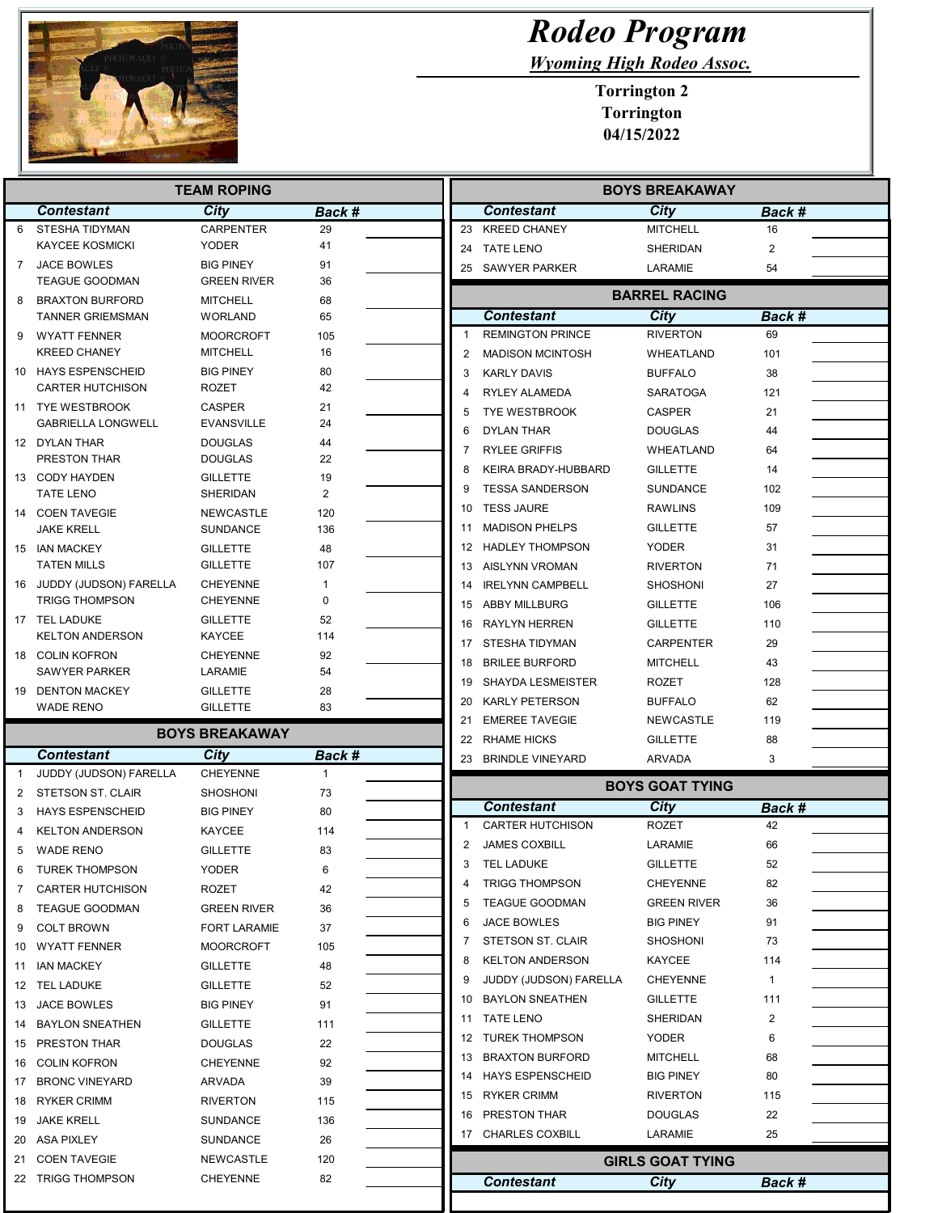# Rodeo Program

## Wyoming High Rodeo Assoc.

**Torrington 2**
**Torrington**
**04/15/2022**

## TEAM ROPING

| | Contestant | City | Back # | |
|---|---|---|---|---|
| 6 | STESHA TIDYMAN | CARPENTER | 29 | |
| | KAYCEE KOSMICKI | YODER | 41 | |
| 7 | JACE BOWLES | BIG PINEY | 91 | |
| | TEAGUE GOODMAN | GREEN RIVER | 36 | |
| 8 | BRAXTON BURFORD | MITCHELL | 68 | |
| | TANNER GRIEMSMAN | WORLAND | 65 | |
| 9 | WYATT FENNER | MOORCROFT | 105 | |
| | KREED CHANEY | MITCHELL | 16 | |
| 10 | HAYS ESPENSCHEID | BIG PINEY | 80 | |
| | CARTER HUTCHISON | ROZET | 42 | |
| 11 | TYE WESTBROOK | CASPER | 21 | |
| | GABRIELLA LONGWELL | EVANSVILLE | 24 | |
| 12 | DYLAN THAR | DOUGLAS | 44 | |
| | PRESTON THAR | DOUGLAS | 22 | |
| 13 | CODY HAYDEN | GILLETTE | 19 | |
| | TATE LENO | SHERIDAN | 2 | |
| 14 | COEN TAVEGIE | NEWCASTLE | 120 | |
| | JAKE KRELL | SUNDANCE | 136 | |
| 15 | IAN MACKEY | GILLETTE | 48 | |
| | TATEN MILLS | GILLETTE | 107 | |
| 16 | JUDDY (JUDSON) FARELLA | CHEYENNE | 1 | |
| | TRIGG THOMPSON | CHEYENNE | 0 | |
| 17 | TEL LADUKE | GILLETTE | 52 | |
| | KELTON ANDERSON | KAYCEE | 114 | |
| 18 | COLIN KOFRON | CHEYENNE | 92 | |
| | SAWYER PARKER | LARAMIE | 54 | |
| 19 | DENTON MACKEY | GILLETTE | 28 | |
| | WADE RENO | GILLETTE | 83 | |

## BOYS BREAKAWAY

| | Contestant | City | Back # | |
|---|---|---|---|---|
| 1 | JUDDY (JUDSON) FARELLA | CHEYENNE | 1 | |
| 2 | STETSON ST. CLAIR | SHOSHONI | 73 | |
| 3 | HAYS ESPENSCHEID | BIG PINEY | 80 | |
| 4 | KELTON ANDERSON | KAYCEE | 114 | |
| 5 | WADE RENO | GILLETTE | 83 | |
| 6 | TUREK THOMPSON | YODER | 6 | |
| 7 | CARTER HUTCHISON | ROZET | 42 | |
| 8 | TEAGUE GOODMAN | GREEN RIVER | 36 | |
| 9 | COLT BROWN | FORT LARAMIE | 37 | |
| 10 | WYATT FENNER | MOORCROFT | 105 | |
| 11 | IAN MACKEY | GILLETTE | 48 | |
| 12 | TEL LADUKE | GILLETTE | 52 | |
| 13 | JACE BOWLES | BIG PINEY | 91 | |
| 14 | BAYLON SNEATHEN | GILLETTE | 111 | |
| 15 | PRESTON THAR | DOUGLAS | 22 | |
| 16 | COLIN KOFRON | CHEYENNE | 92 | |
| 17 | BRONC VINEYARD | ARVADA | 39 | |
| 18 | RYKER CRIMM | RIVERTON | 115 | |
| 19 | JAKE KRELL | SUNDANCE | 136 | |
| 20 | ASA PIXLEY | SUNDANCE | 26 | |
| 21 | COEN TAVEGIE | NEWCASTLE | 120 | |
| 22 | TRIGG THOMPSON | CHEYENNE | 82 | |
| 23 | KREED CHANEY | MITCHELL | 16 | |
| 24 | TATE LENO | SHERIDAN | 2 | |
| 25 | SAWYER PARKER | LARAMIE | 54 | |

## BARREL RACING

| | Contestant | City | Back # | |
|---|---|---|---|---|
| 1 | REMINGTON PRINCE | RIVERTON | 69 | |
| 2 | MADISON MCINTOSH | WHEATLAND | 101 | |
| 3 | KARLY DAVIS | BUFFALO | 38 | |
| 4 | RYLEY ALAMEDA | SARATOGA | 121 | |
| 5 | TYE WESTBROOK | CASPER | 21 | |
| 6 | DYLAN THAR | DOUGLAS | 44 | |
| 7 | RYLEE GRIFFIS | WHEATLAND | 64 | |
| 8 | KEIRA BRADY-HUBBARD | GILLETTE | 14 | |
| 9 | TESSA SANDERSON | SUNDANCE | 102 | |
| 10 | TESS JAURE | RAWLINS | 109 | |
| 11 | MADISON PHELPS | GILLETTE | 57 | |
| 12 | HADLEY THOMPSON | YODER | 31 | |
| 13 | AISLYNN VROMAN | RIVERTON | 71 | |
| 14 | IRELYNN CAMPBELL | SHOSHONI | 27 | |
| 15 | ABBY MILLBURG | GILLETTE | 106 | |
| 16 | RAYLYN HERREN | GILLETTE | 110 | |
| 17 | STESHA TIDYMAN | CARPENTER | 29 | |
| 18 | BRILEE BURFORD | MITCHELL | 43 | |
| 19 | SHAYDA LESMEISTER | ROZET | 128 | |
| 20 | KARLY PETERSON | BUFFALO | 62 | |
| 21 | EMEREE TAVEGIE | NEWCASTLE | 119 | |
| 22 | RHAME HICKS | GILLETTE | 88 | |
| 23 | BRINDLE VINEYARD | ARVADA | 3 | |

## BOYS GOAT TYING

| | Contestant | City | Back # | |
|---|---|---|---|---|
| 1 | CARTER HUTCHISON | ROZET | 42 | |
| 2 | JAMES COXBILL | LARAMIE | 66 | |
| 3 | TEL LADUKE | GILLETTE | 52 | |
| 4 | TRIGG THOMPSON | CHEYENNE | 82 | |
| 5 | TEAGUE GOODMAN | GREEN RIVER | 36 | |
| 6 | JACE BOWLES | BIG PINEY | 91 | |
| 7 | STETSON ST. CLAIR | SHOSHONI | 73 | |
| 8 | KELTON ANDERSON | KAYCEE | 114 | |
| 9 | JUDDY (JUDSON) FARELLA | CHEYENNE | 1 | |
| 10 | BAYLON SNEATHEN | GILLETTE | 111 | |
| 11 | TATE LENO | SHERIDAN | 2 | |
| 12 | TUREK THOMPSON | YODER | 6 | |
| 13 | BRAXTON BURFORD | MITCHELL | 68 | |
| 14 | HAYS ESPENSCHEID | BIG PINEY | 80 | |
| 15 | RYKER CRIMM | RIVERTON | 115 | |
| 16 | PRESTON THAR | DOUGLAS | 22 | |
| 17 | CHARLES COXBILL | LARAMIE | 25 | |

## GIRLS GOAT TYING

| Contestant | City | Back # |
|---|---|---|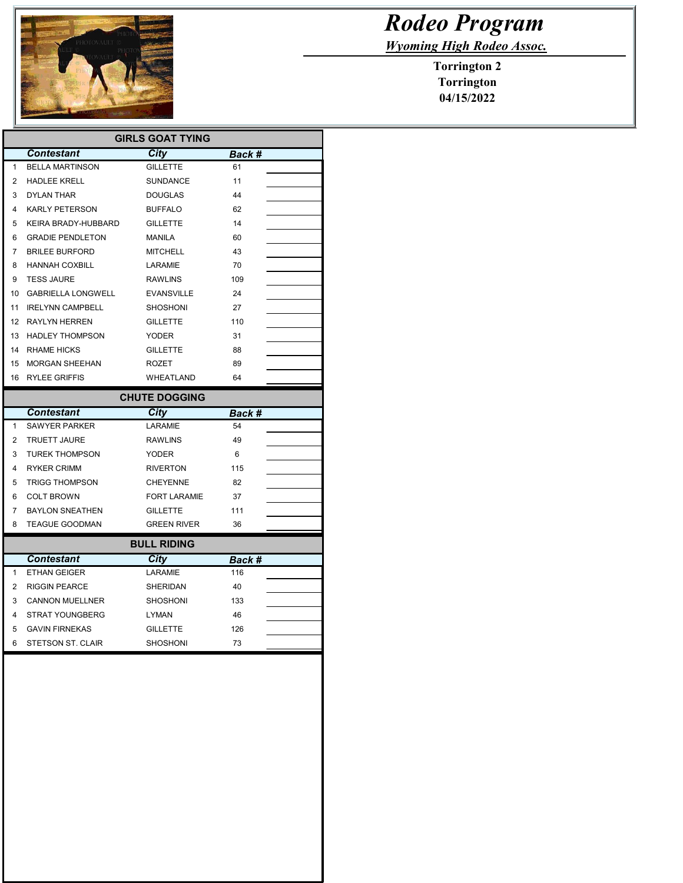# Rodeo Program

*Wyoming High Rodeo Assoc.*

**Torrington 2**
**Torrington**
**04/15/2022**

## GIRLS GOAT TYING

| | Contestant | City | Back # | |
|---|---|---|---|---|
| 1 | BELLA MARTINSON | GILLETTE | 61 | |
| 2 | HADLEE KRELL | SUNDANCE | 11 | |
| 3 | DYLAN THAR | DOUGLAS | 44 | |
| 4 | KARLY PETERSON | BUFFALO | 62 | |
| 5 | KEIRA BRADY-HUBBARD | GILLETTE | 14 | |
| 6 | GRADIE PENDLETON | MANILA | 60 | |
| 7 | BRILEE BURFORD | MITCHELL | 43 | |
| 8 | HANNAH COXBILL | LARAMIE | 70 | |
| 9 | TESS JAURE | RAWLINS | 109 | |
| 10 | GABRIELLA LONGWELL | EVANSVILLE | 24 | |
| 11 | IRELYNN CAMPBELL | SHOSHONI | 27 | |
| 12 | RAYLYN HERREN | GILLETTE | 110 | |
| 13 | HADLEY THOMPSON | YODER | 31 | |
| 14 | RHAME HICKS | GILLETTE | 88 | |
| 15 | MORGAN SHEEHAN | ROZET | 89 | |
| 16 | RYLEE GRIFFIS | WHEATLAND | 64 | |

## CHUTE DOGGING

| | Contestant | City | Back # | |
|---|---|---|---|---|
| 1 | SAWYER PARKER | LARAMIE | 54 | |
| 2 | TRUETT JAURE | RAWLINS | 49 | |
| 3 | TUREK THOMPSON | YODER | 6 | |
| 4 | RYKER CRIMM | RIVERTON | 115 | |
| 5 | TRIGG THOMPSON | CHEYENNE | 82 | |
| 6 | COLT BROWN | FORT LARAMIE | 37 | |
| 7 | BAYLON SNEATHEN | GILLETTE | 111 | |
| 8 | TEAGUE GOODMAN | GREEN RIVER | 36 | |

## BULL RIDING

| | Contestant | City | Back # | |
|---|---|---|---|---|
| 1 | ETHAN GEIGER | LARAMIE | 116 | |
| 2 | RIGGIN PEARCE | SHERIDAN | 40 | |
| 3 | CANNON MUELLNER | SHOSHONI | 133 | |
| 4 | STRAT YOUNGBERG | LYMAN | 46 | |
| 5 | GAVIN FIRNEKAS | GILLETTE | 126 | |
| 6 | STETSON ST. CLAIR | SHOSHONI | 73 | |